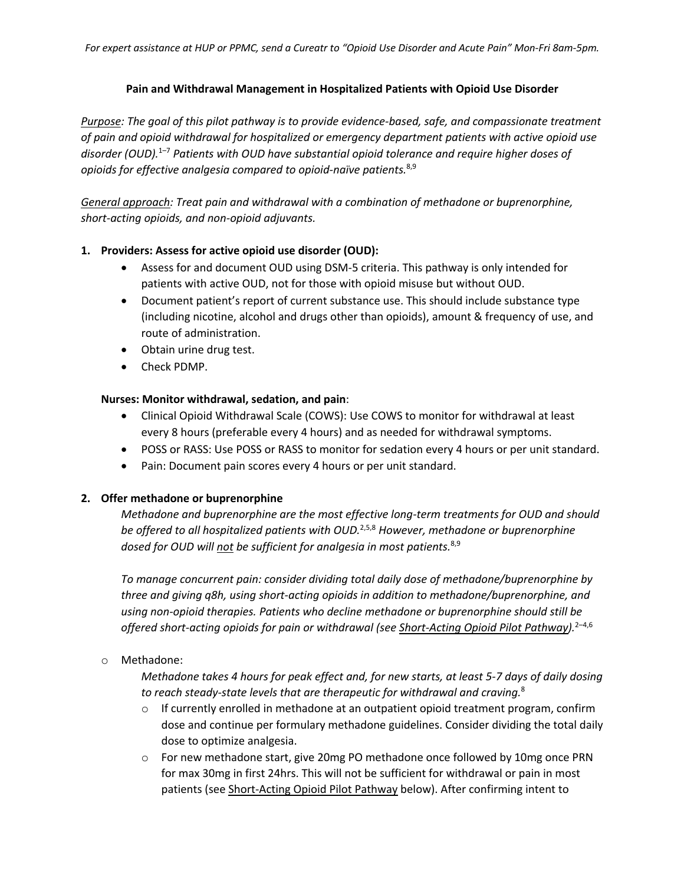*For expert assistance at HUP or PPMC, send a Cureatr to "Opioid Use Disorder and Acute Pain" Mon-Fri 8am-5pm.*

# Pain and Withdrawal Management in Hospitalized Patients with Opioid Use Disorder

*Purpose: The goal of this pilot pathway is to provide evidence-based, safe, and compassionate treatment of pain and opioid withdrawal for hospitalized or emergency department patients with active opioid use disorder (OUD).*[1–7] *Patients with OUD have substantial opioid tolerance and require higher doses of opioids for effective analgesia compared to opioid-naïve patients.*[8,9]

*General approach: Treat pain and withdrawal with a combination of methadone or buprenorphine, short-acting opioids, and non-opioid adjuvants.*

## 1. Providers: Assess for active opioid use disorder (OUD):

- Assess for and document OUD using DSM-5 criteria. This pathway is only intended for patients with active OUD, not for those with opioid misuse but without OUD.
- Document patient's report of current substance use. This should include substance type (including nicotine, alcohol and drugs other than opioids), amount & frequency of use, and route of administration.
- Obtain urine drug test.
- Check PDMP.

**Nurses: Monitor withdrawal, sedation, and pain**:

- Clinical Opioid Withdrawal Scale (COWS): Use COWS to monitor for withdrawal at least every 8 hours (preferable every 4 hours) and as needed for withdrawal symptoms.
- POSS or RASS: Use POSS or RASS to monitor for sedation every 4 hours or per unit standard.
- Pain: Document pain scores every 4 hours or per unit standard.

## 2. Offer methadone or buprenorphine

*Methadone and buprenorphine are the most effective long-term treatments for OUD and should be offered to all hospitalized patients with OUD.*[2,5,8] *However, methadone or buprenorphine dosed for OUD will <u>not</u> be sufficient for analgesia in most patients.*[8,9]

*To manage concurrent pain: consider dividing total daily dose of methadone/buprenorphine by three and giving q8h, using short-acting opioids in addition to methadone/buprenorphine, and using non-opioid therapies. Patients who decline methadone or buprenorphine should still be offered short-acting opioids for pain or withdrawal (see <u>Short-Acting Opioid Pilot Pathway</u>).*[2–4,6]

- Methadone:

  *Methadone takes 4 hours for peak effect and, for new starts, at least 5-7 days of daily dosing to reach steady-state levels that are therapeutic for withdrawal and craving.*[8]

  - If currently enrolled in methadone at an outpatient opioid treatment program, confirm dose and continue per formulary methadone guidelines. Consider dividing the total daily dose to optimize analgesia.
  - For new methadone start, give 20mg PO methadone once followed by 10mg once PRN for max 30mg in first 24hrs. This will not be sufficient for withdrawal or pain in most patients (see <u>Short-Acting Opioid Pilot Pathway</u> below). After confirming intent to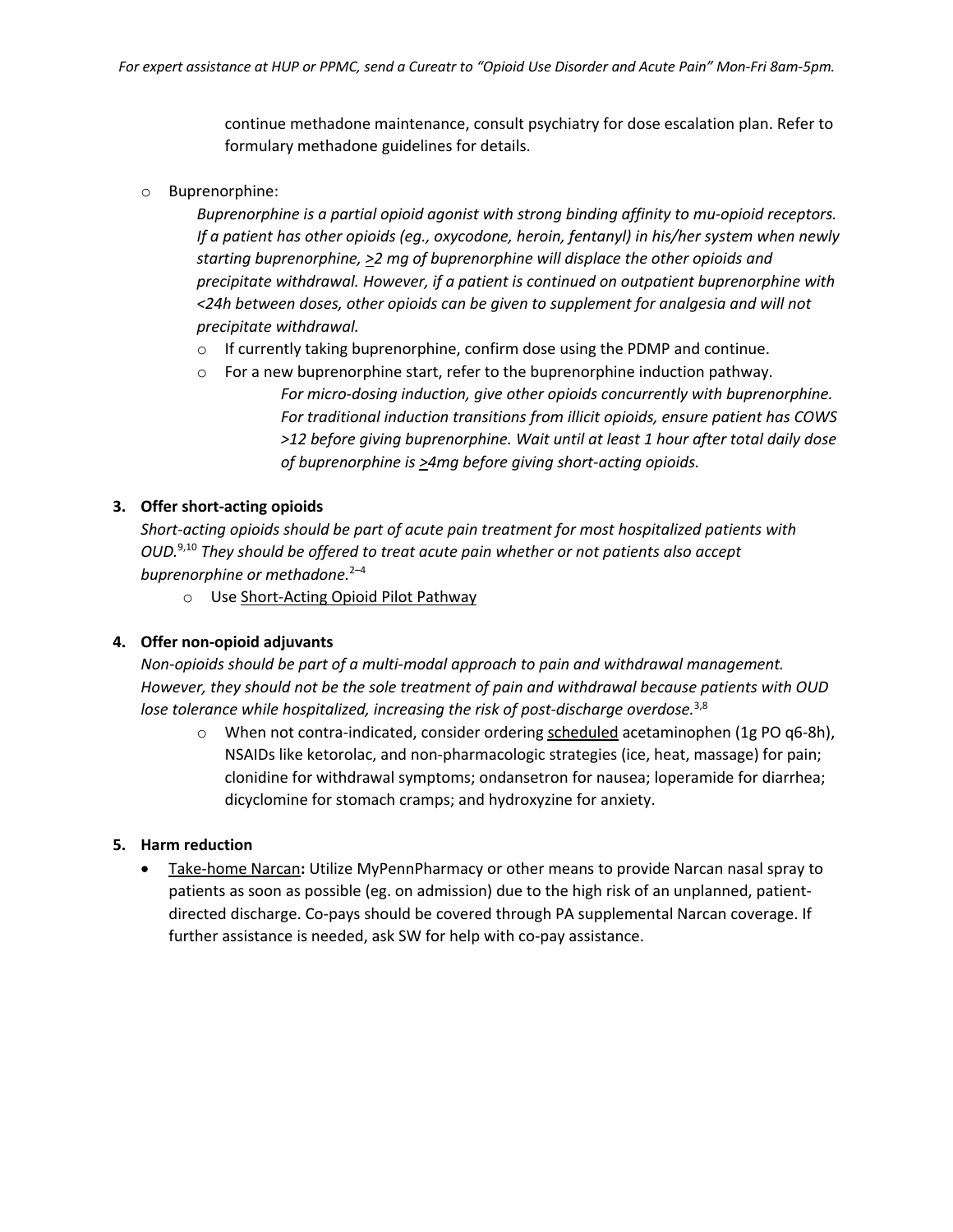continue methadone maintenance, consult psychiatry for dose escalation plan. Refer to formulary methadone guidelines for details.

- Buprenorphine:

  *Buprenorphine is a partial opioid agonist with strong binding affinity to mu-opioid receptors. If a patient has other opioids (eg., oxycodone, heroin, fentanyl) in his/her system when newly starting buprenorphine, ≥2 mg of buprenorphine will displace the other opioids and precipitate withdrawal. However, if a patient is continued on outpatient buprenorphine with <24h between doses, other opioids can be given to supplement for analgesia and will not precipitate withdrawal.*

  - If currently taking buprenorphine, confirm dose using the PDMP and continue.
  - For a new buprenorphine start, refer to the buprenorphine induction pathway.

    *For micro-dosing induction, give other opioids concurrently with buprenorphine. For traditional induction transitions from illicit opioids, ensure patient has COWS >12 before giving buprenorphine. Wait until at least 1 hour after total daily dose of buprenorphine is ≥4mg before giving short-acting opioids.*

**3. Offer short-acting opioids**

*Short-acting opioids should be part of acute pain treatment for most hospitalized patients with OUD.*[9,10] *They should be offered to treat acute pain whether or not patients also accept buprenorphine or methadone.*[2–4]

- Use Short-Acting Opioid Pilot Pathway

**4. Offer non-opioid adjuvants**

*Non-opioids should be part of a multi-modal approach to pain and withdrawal management. However, they should not be the sole treatment of pain and withdrawal because patients with OUD lose tolerance while hospitalized, increasing the risk of post-discharge overdose.*[3,8]

- When not contra-indicated, consider ordering scheduled acetaminophen (1g PO q6-8h), NSAIDs like ketorolac, and non-pharmacologic strategies (ice, heat, massage) for pain; clonidine for withdrawal symptoms; ondansetron for nausea; loperamide for diarrhea; dicyclomine for stomach cramps; and hydroxyzine for anxiety.

**5. Harm reduction**

- Take-home Narcan**:** Utilize MyPennPharmacy or other means to provide Narcan nasal spray to patients as soon as possible (eg. on admission) due to the high risk of an unplanned, patient-directed discharge. Co-pays should be covered through PA supplemental Narcan coverage. If further assistance is needed, ask SW for help with co-pay assistance.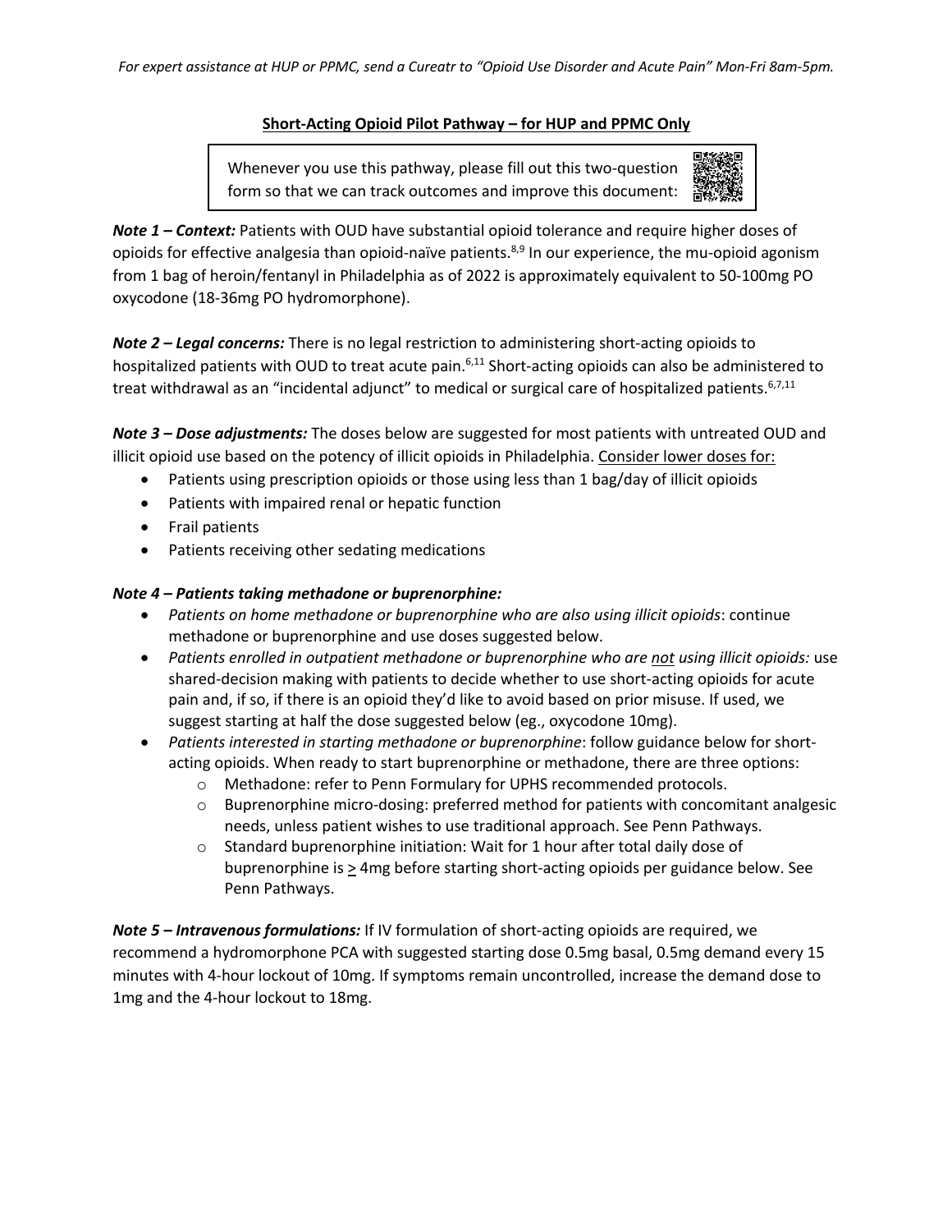*For expert assistance at HUP or PPMC, send a Cureatr to "Opioid Use Disorder and Acute Pain" Mon-Fri 8am-5pm.*

## Short-Acting Opioid Pilot Pathway – for HUP and PPMC Only

Whenever you use this pathway, please fill out this two-question form so that we can track outcomes and improve this document:

***Note 1 – Context:*** Patients with OUD have substantial opioid tolerance and require higher doses of opioids for effective analgesia than opioid-naïve patients.[8,9] In our experience, the mu-opioid agonism from 1 bag of heroin/fentanyl in Philadelphia as of 2022 is approximately equivalent to 50-100mg PO oxycodone (18-36mg PO hydromorphone).

***Note 2 – Legal concerns:*** There is no legal restriction to administering short-acting opioids to hospitalized patients with OUD to treat acute pain.[6,11] Short-acting opioids can also be administered to treat withdrawal as an "incidental adjunct" to medical or surgical care of hospitalized patients.[6,7,11]

***Note 3 – Dose adjustments:*** The doses below are suggested for most patients with untreated OUD and illicit opioid use based on the potency of illicit opioids in Philadelphia. Consider lower doses for:

- Patients using prescription opioids or those using less than 1 bag/day of illicit opioids
- Patients with impaired renal or hepatic function
- Frail patients
- Patients receiving other sedating medications

***Note 4 – Patients taking methadone or buprenorphine:***

- *Patients on home methadone or buprenorphine who are also using illicit opioids*: continue methadone or buprenorphine and use doses suggested below.
- *Patients enrolled in outpatient methadone or buprenorphine who are not using illicit opioids:* use shared-decision making with patients to decide whether to use short-acting opioids for acute pain and, if so, if there is an opioid they'd like to avoid based on prior misuse. If used, we suggest starting at half the dose suggested below (eg., oxycodone 10mg).
- *Patients interested in starting methadone or buprenorphine*: follow guidance below for short-acting opioids. When ready to start buprenorphine or methadone, there are three options:
  - Methadone: refer to Penn Formulary for UPHS recommended protocols.
  - Buprenorphine micro-dosing: preferred method for patients with concomitant analgesic needs, unless patient wishes to use traditional approach. See Penn Pathways.
  - Standard buprenorphine initiation: Wait for 1 hour after total daily dose of buprenorphine is ≥ 4mg before starting short-acting opioids per guidance below. See Penn Pathways.

***Note 5 – Intravenous formulations:*** If IV formulation of short-acting opioids are required, we recommend a hydromorphone PCA with suggested starting dose 0.5mg basal, 0.5mg demand every 15 minutes with 4-hour lockout of 10mg. If symptoms remain uncontrolled, increase the demand dose to 1mg and the 4-hour lockout to 18mg.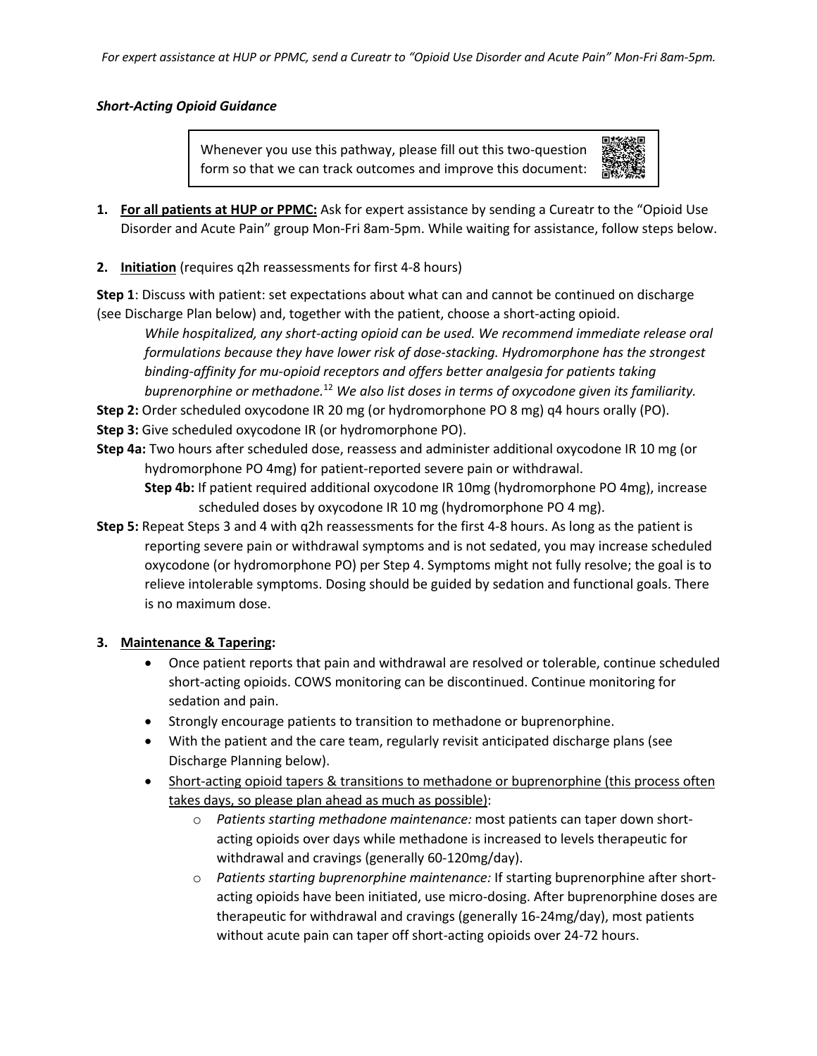*For expert assistance at HUP or PPMC, send a Cureatr to "Opioid Use Disorder and Acute Pain" Mon-Fri 8am-5pm.*

***Short-Acting Opioid Guidance***

> Whenever you use this pathway, please fill out this two-question form so that we can track outcomes and improve this document:

1. **For all patients at HUP or PPMC:** Ask for expert assistance by sending a Cureatr to the "Opioid Use Disorder and Acute Pain" group Mon-Fri 8am-5pm. While waiting for assistance, follow steps below.

2. **Initiation** (requires q2h reassessments for first 4-8 hours)

**Step 1**: Discuss with patient: set expectations about what can and cannot be continued on discharge (see Discharge Plan below) and, together with the patient, choose a short-acting opioid.

*While hospitalized, any short-acting opioid can be used. We recommend immediate release oral formulations because they have lower risk of dose-stacking. Hydromorphone has the strongest binding-affinity for mu-opioid receptors and offers better analgesia for patients taking buprenorphine or methadone.*[12] *We also list doses in terms of oxycodone given its familiarity.*

**Step 2:** Order scheduled oxycodone IR 20 mg (or hydromorphone PO 8 mg) q4 hours orally (PO).

**Step 3:** Give scheduled oxycodone IR (or hydromorphone PO).

**Step 4a:** Two hours after scheduled dose, reassess and administer additional oxycodone IR 10 mg (or hydromorphone PO 4mg) for patient-reported severe pain or withdrawal.

**Step 4b:** If patient required additional oxycodone IR 10mg (hydromorphone PO 4mg), increase scheduled doses by oxycodone IR 10 mg (hydromorphone PO 4 mg).

**Step 5:** Repeat Steps 3 and 4 with q2h reassessments for the first 4-8 hours. As long as the patient is reporting severe pain or withdrawal symptoms and is not sedated, you may increase scheduled oxycodone (or hydromorphone PO) per Step 4. Symptoms might not fully resolve; the goal is to relieve intolerable symptoms. Dosing should be guided by sedation and functional goals. There is no maximum dose.

3. **Maintenance & Tapering:**
   - Once patient reports that pain and withdrawal are resolved or tolerable, continue scheduled short-acting opioids. COWS monitoring can be discontinued. Continue monitoring for sedation and pain.
   - Strongly encourage patients to transition to methadone or buprenorphine.
   - With the patient and the care team, regularly revisit anticipated discharge plans (see Discharge Planning below).
   - Short-acting opioid tapers & transitions to methadone or buprenorphine (this process often takes days, so please plan ahead as much as possible):
     - *Patients starting methadone maintenance:* most patients can taper down short-acting opioids over days while methadone is increased to levels therapeutic for withdrawal and cravings (generally 60-120mg/day).
     - *Patients starting buprenorphine maintenance:* If starting buprenorphine after short-acting opioids have been initiated, use micro-dosing. After buprenorphine doses are therapeutic for withdrawal and cravings (generally 16-24mg/day), most patients without acute pain can taper off short-acting opioids over 24-72 hours.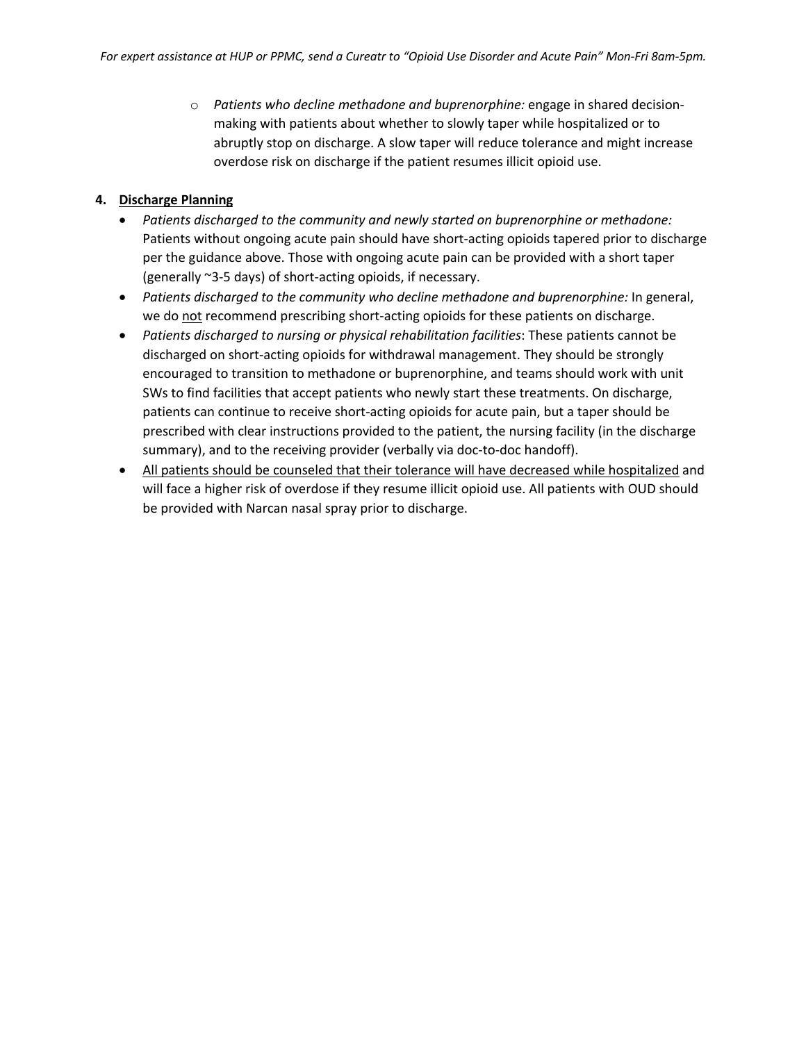- *Patients who decline methadone and buprenorphine:* engage in shared decision-making with patients about whether to slowly taper while hospitalized or to abruptly stop on discharge. A slow taper will reduce tolerance and might increase overdose risk on discharge if the patient resumes illicit opioid use.

## 4. Discharge Planning

- *Patients discharged to the community and newly started on buprenorphine or methadone:* Patients without ongoing acute pain should have short-acting opioids tapered prior to discharge per the guidance above. Those with ongoing acute pain can be provided with a short taper (generally ~3-5 days) of short-acting opioids, if necessary.
- *Patients discharged to the community who decline methadone and buprenorphine:* In general, we do not recommend prescribing short-acting opioids for these patients on discharge.
- *Patients discharged to nursing or physical rehabilitation facilities*: These patients cannot be discharged on short-acting opioids for withdrawal management. They should be strongly encouraged to transition to methadone or buprenorphine, and teams should work with unit SWs to find facilities that accept patients who newly start these treatments. On discharge, patients can continue to receive short-acting opioids for acute pain, but a taper should be prescribed with clear instructions provided to the patient, the nursing facility (in the discharge summary), and to the receiving provider (verbally via doc-to-doc handoff).
- All patients should be counseled that their tolerance will have decreased while hospitalized and will face a higher risk of overdose if they resume illicit opioid use. All patients with OUD should be provided with Narcan nasal spray prior to discharge.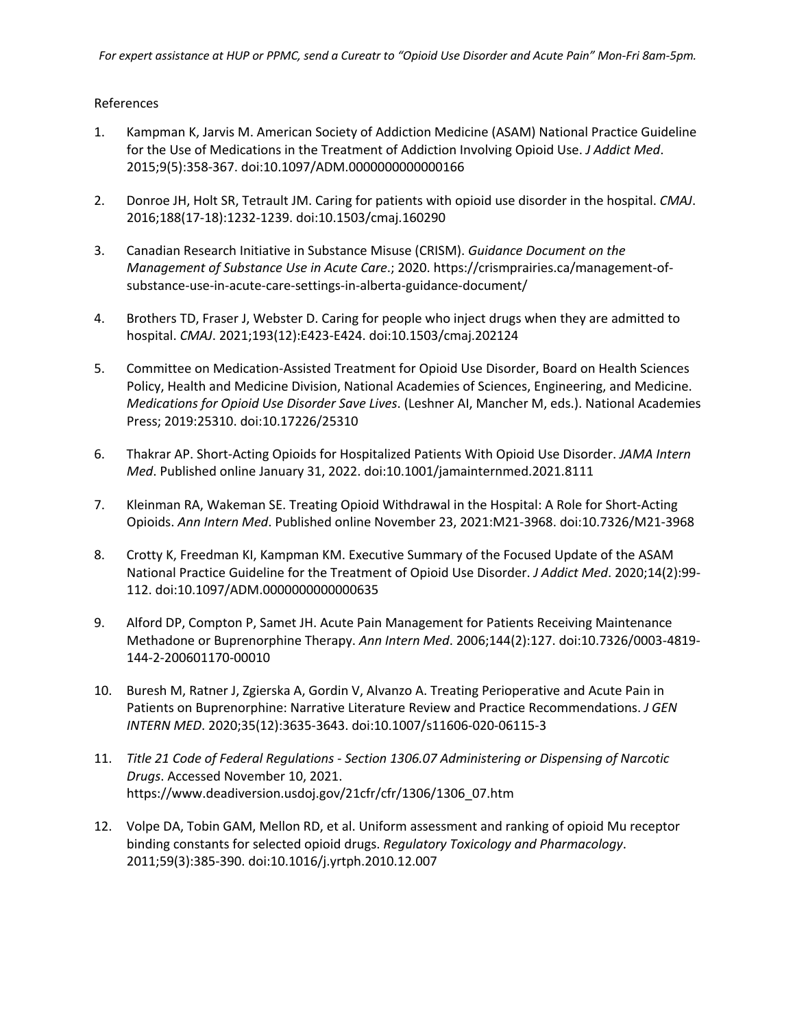References

1. Kampman K, Jarvis M. American Society of Addiction Medicine (ASAM) National Practice Guideline for the Use of Medications in the Treatment of Addiction Involving Opioid Use. *J Addict Med*. 2015;9(5):358-367. doi:10.1097/ADM.0000000000000166

2. Donroe JH, Holt SR, Tetrault JM. Caring for patients with opioid use disorder in the hospital. *CMAJ*. 2016;188(17-18):1232-1239. doi:10.1503/cmaj.160290

3. Canadian Research Initiative in Substance Misuse (CRISM). *Guidance Document on the Management of Substance Use in Acute Care*.; 2020. https://crismprairies.ca/management-of-substance-use-in-acute-care-settings-in-alberta-guidance-document/

4. Brothers TD, Fraser J, Webster D. Caring for people who inject drugs when they are admitted to hospital. *CMAJ*. 2021;193(12):E423-E424. doi:10.1503/cmaj.202124

5. Committee on Medication-Assisted Treatment for Opioid Use Disorder, Board on Health Sciences Policy, Health and Medicine Division, National Academies of Sciences, Engineering, and Medicine. *Medications for Opioid Use Disorder Save Lives*. (Leshner AI, Mancher M, eds.). National Academies Press; 2019:25310. doi:10.17226/25310

6. Thakrar AP. Short-Acting Opioids for Hospitalized Patients With Opioid Use Disorder. *JAMA Intern Med*. Published online January 31, 2022. doi:10.1001/jamainternmed.2021.8111

7. Kleinman RA, Wakeman SE. Treating Opioid Withdrawal in the Hospital: A Role for Short-Acting Opioids. *Ann Intern Med*. Published online November 23, 2021:M21-3968. doi:10.7326/M21-3968

8. Crotty K, Freedman KI, Kampman KM. Executive Summary of the Focused Update of the ASAM National Practice Guideline for the Treatment of Opioid Use Disorder. *J Addict Med*. 2020;14(2):99-112. doi:10.1097/ADM.0000000000000635

9. Alford DP, Compton P, Samet JH. Acute Pain Management for Patients Receiving Maintenance Methadone or Buprenorphine Therapy. *Ann Intern Med*. 2006;144(2):127. doi:10.7326/0003-4819-144-2-200601170-00010

10. Buresh M, Ratner J, Zgierska A, Gordin V, Alvanzo A. Treating Perioperative and Acute Pain in Patients on Buprenorphine: Narrative Literature Review and Practice Recommendations. *J GEN INTERN MED*. 2020;35(12):3635-3643. doi:10.1007/s11606-020-06115-3

11. *Title 21 Code of Federal Regulations - Section 1306.07 Administering or Dispensing of Narcotic Drugs*. Accessed November 10, 2021. https://www.deadiversion.usdoj.gov/21cfr/cfr/1306/1306_07.htm

12. Volpe DA, Tobin GAM, Mellon RD, et al. Uniform assessment and ranking of opioid Mu receptor binding constants for selected opioid drugs. *Regulatory Toxicology and Pharmacology*. 2011;59(3):385-390. doi:10.1016/j.yrtph.2010.12.007